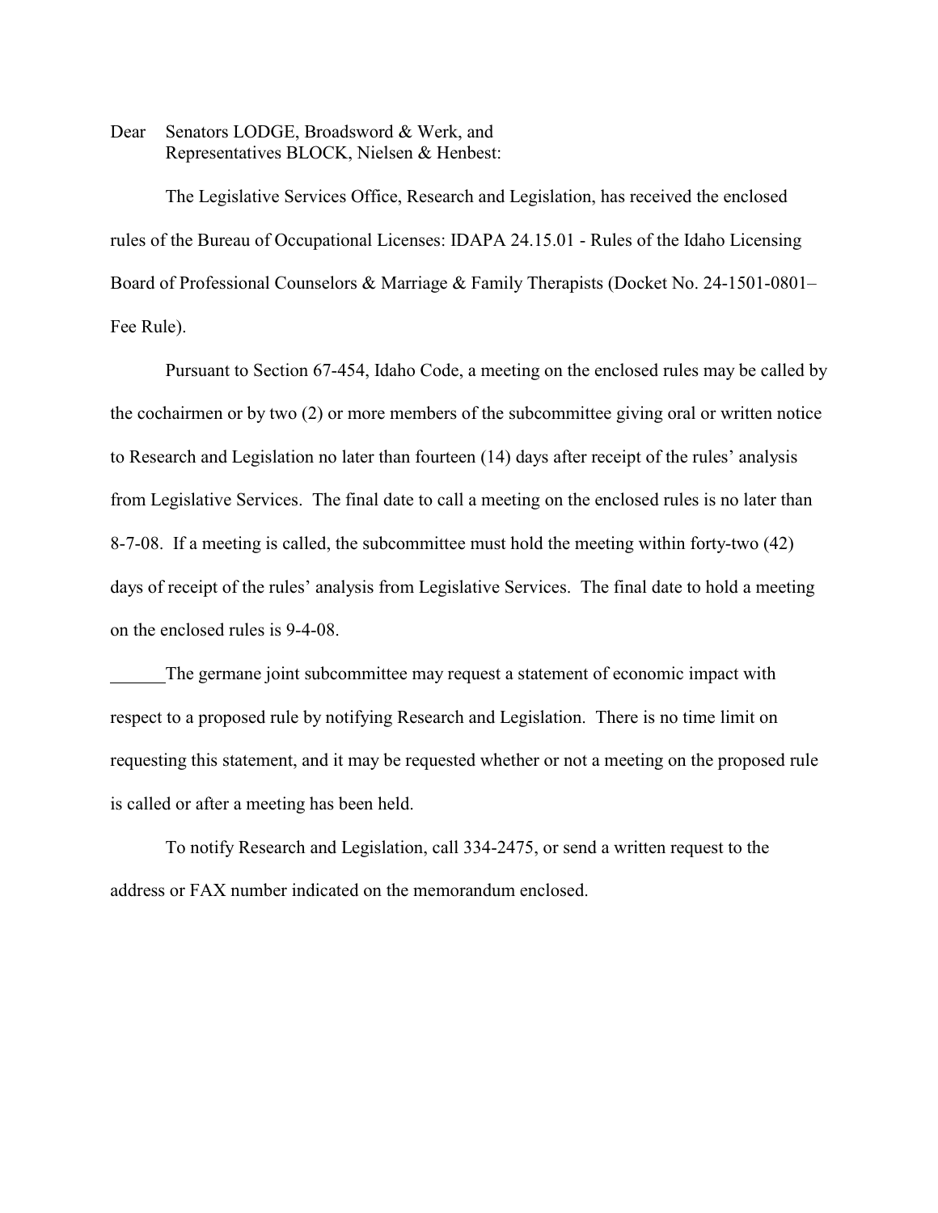Dear Senators LODGE, Broadsword & Werk, and
Representatives BLOCK, Nielsen & Henbest:

The Legislative Services Office, Research and Legislation, has received the enclosed rules of the Bureau of Occupational Licenses: IDAPA 24.15.01 - Rules of the Idaho Licensing Board of Professional Counselors & Marriage & Family Therapists (Docket No. 24-1501-0801–Fee Rule).

Pursuant to Section 67-454, Idaho Code, a meeting on the enclosed rules may be called by the cochairmen or by two (2) or more members of the subcommittee giving oral or written notice to Research and Legislation no later than fourteen (14) days after receipt of the rules' analysis from Legislative Services. The final date to call a meeting on the enclosed rules is no later than 8-7-08. If a meeting is called, the subcommittee must hold the meeting within forty-two (42) days of receipt of the rules' analysis from Legislative Services. The final date to hold a meeting on the enclosed rules is 9-4-08.

______The germane joint subcommittee may request a statement of economic impact with respect to a proposed rule by notifying Research and Legislation. There is no time limit on requesting this statement, and it may be requested whether or not a meeting on the proposed rule is called or after a meeting has been held.

To notify Research and Legislation, call 334-2475, or send a written request to the address or FAX number indicated on the memorandum enclosed.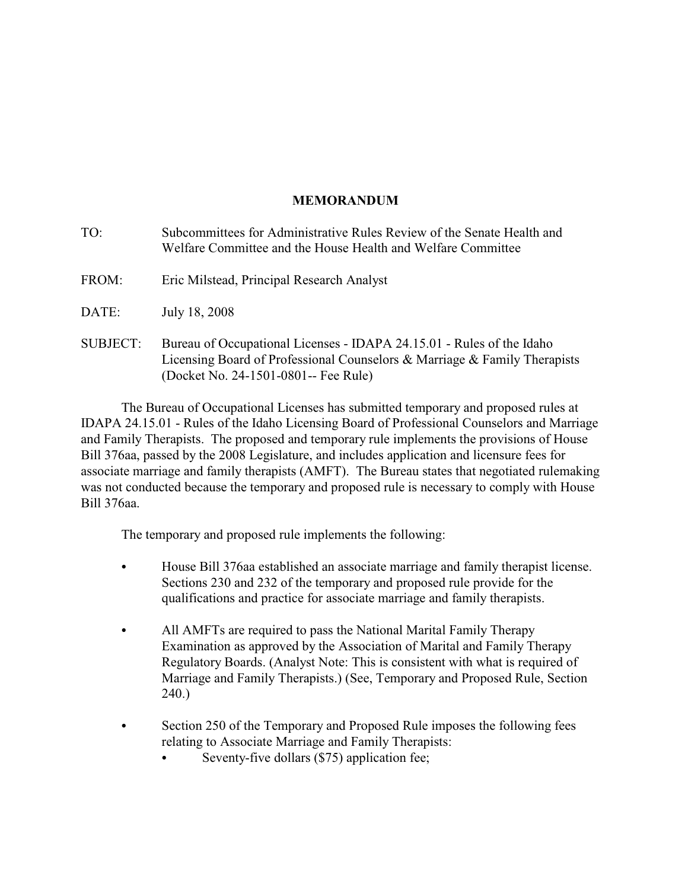# MEMORANDUM

TO: Subcommittees for Administrative Rules Review of the Senate Health and Welfare Committee and the House Health and Welfare Committee

FROM: Eric Milstead, Principal Research Analyst

DATE: July 18, 2008

SUBJECT: Bureau of Occupational Licenses - IDAPA 24.15.01 - Rules of the Idaho Licensing Board of Professional Counselors & Marriage & Family Therapists (Docket No. 24-1501-0801-- Fee Rule)

The Bureau of Occupational Licenses has submitted temporary and proposed rules at IDAPA 24.15.01 - Rules of the Idaho Licensing Board of Professional Counselors and Marriage and Family Therapists. The proposed and temporary rule implements the provisions of House Bill 376aa, passed by the 2008 Legislature, and includes application and licensure fees for associate marriage and family therapists (AMFT). The Bureau states that negotiated rulemaking was not conducted because the temporary and proposed rule is necessary to comply with House Bill 376aa.

The temporary and proposed rule implements the following:

- House Bill 376aa established an associate marriage and family therapist license. Sections 230 and 232 of the temporary and proposed rule provide for the qualifications and practice for associate marriage and family therapists.

- All AMFTs are required to pass the National Marital Family Therapy Examination as approved by the Association of Marital and Family Therapy Regulatory Boards. (Analyst Note: This is consistent with what is required of Marriage and Family Therapists.) (See, Temporary and Proposed Rule, Section 240.)

- Section 250 of the Temporary and Proposed Rule imposes the following fees relating to Associate Marriage and Family Therapists:
  - Seventy-five dollars ($75) application fee;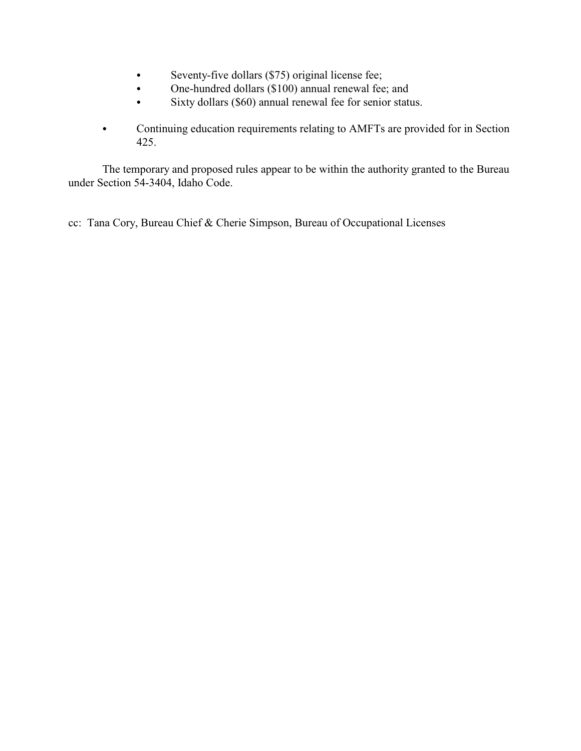- Seventy-five dollars ($75) original license fee;
  - One-hundred dollars ($100) annual renewal fee; and
  - Sixty dollars ($60) annual renewal fee for senior status.

- Continuing education requirements relating to AMFTs are provided for in Section 425.

The temporary and proposed rules appear to be within the authority granted to the Bureau under Section 54-3404, Idaho Code.

cc: Tana Cory, Bureau Chief & Cherie Simpson, Bureau of Occupational Licenses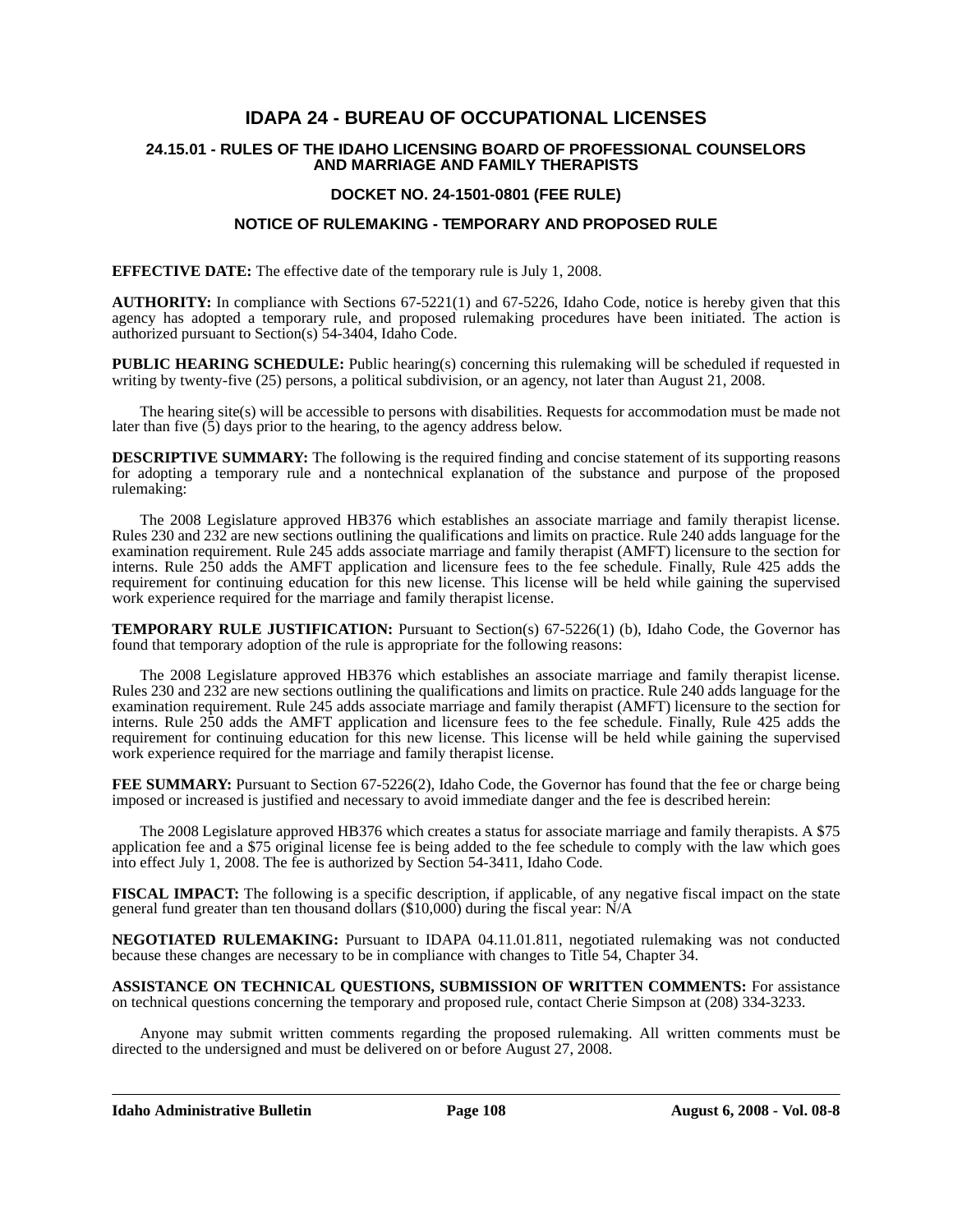# IDAPA 24 - BUREAU OF OCCUPATIONAL LICENSES

### 24.15.01 - RULES OF THE IDAHO LICENSING BOARD OF PROFESSIONAL COUNSELORS AND MARRIAGE AND FAMILY THERAPISTS

### DOCKET NO. 24-1501-0801 (FEE RULE)

### NOTICE OF RULEMAKING - TEMPORARY AND PROPOSED RULE

**EFFECTIVE DATE:** The effective date of the temporary rule is July 1, 2008.

**AUTHORITY:** In compliance with Sections 67-5221(1) and 67-5226, Idaho Code, notice is hereby given that this agency has adopted a temporary rule, and proposed rulemaking procedures have been initiated. The action is authorized pursuant to Section(s) 54-3404, Idaho Code.

**PUBLIC HEARING SCHEDULE:** Public hearing(s) concerning this rulemaking will be scheduled if requested in writing by twenty-five (25) persons, a political subdivision, or an agency, not later than August 21, 2008.

The hearing site(s) will be accessible to persons with disabilities. Requests for accommodation must be made not later than five (5) days prior to the hearing, to the agency address below.

**DESCRIPTIVE SUMMARY:** The following is the required finding and concise statement of its supporting reasons for adopting a temporary rule and a nontechnical explanation of the substance and purpose of the proposed rulemaking:

The 2008 Legislature approved HB376 which establishes an associate marriage and family therapist license. Rules 230 and 232 are new sections outlining the qualifications and limits on practice. Rule 240 adds language for the examination requirement. Rule 245 adds associate marriage and family therapist (AMFT) licensure to the section for interns. Rule 250 adds the AMFT application and licensure fees to the fee schedule. Finally, Rule 425 adds the requirement for continuing education for this new license. This license will be held while gaining the supervised work experience required for the marriage and family therapist license.

**TEMPORARY RULE JUSTIFICATION:** Pursuant to Section(s) 67-5226(1) (b), Idaho Code, the Governor has found that temporary adoption of the rule is appropriate for the following reasons:

The 2008 Legislature approved HB376 which establishes an associate marriage and family therapist license. Rules 230 and 232 are new sections outlining the qualifications and limits on practice. Rule 240 adds language for the examination requirement. Rule 245 adds associate marriage and family therapist (AMFT) licensure to the section for interns. Rule 250 adds the AMFT application and licensure fees to the fee schedule. Finally, Rule 425 adds the requirement for continuing education for this new license. This license will be held while gaining the supervised work experience required for the marriage and family therapist license.

**FEE SUMMARY:** Pursuant to Section 67-5226(2), Idaho Code, the Governor has found that the fee or charge being imposed or increased is justified and necessary to avoid immediate danger and the fee is described herein:

The 2008 Legislature approved HB376 which creates a status for associate marriage and family therapists. A $75 application fee and a $75 original license fee is being added to the fee schedule to comply with the law which goes into effect July 1, 2008. The fee is authorized by Section 54-3411, Idaho Code.

**FISCAL IMPACT:** The following is a specific description, if applicable, of any negative fiscal impact on the state general fund greater than ten thousand dollars ($10,000) during the fiscal year: N/A

**NEGOTIATED RULEMAKING:** Pursuant to IDAPA 04.11.01.811, negotiated rulemaking was not conducted because these changes are necessary to be in compliance with changes to Title 54, Chapter 34.

**ASSISTANCE ON TECHNICAL QUESTIONS, SUBMISSION OF WRITTEN COMMENTS:** For assistance on technical questions concerning the temporary and proposed rule, contact Cherie Simpson at (208) 334-3233.

Anyone may submit written comments regarding the proposed rulemaking. All written comments must be directed to the undersigned and must be delivered on or before August 27, 2008.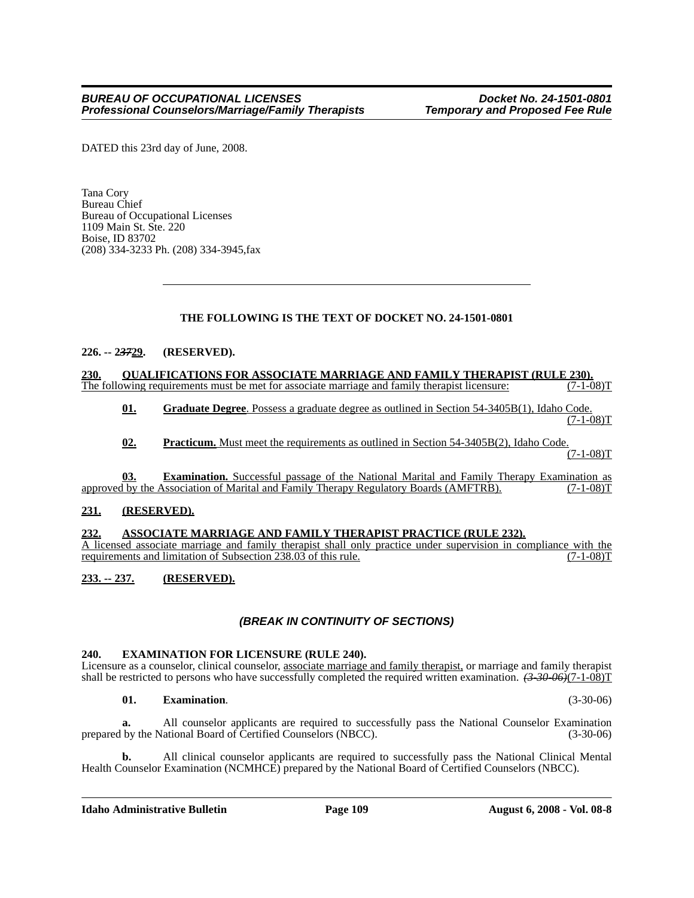DATED this 23rd day of June, 2008.

Tana Cory
Bureau Chief
Bureau of Occupational Licenses
1109 Main St. Ste. 220
Boise, ID 83702
(208) 334-3233 Ph. (208) 334-3945,fax

---

**THE FOLLOWING IS THE TEXT OF DOCKET NO. 24-1501-0801**

**226. -- 2~~37~~29. (RESERVED).**

**230. QUALIFICATIONS FOR ASSOCIATE MARRIAGE AND FAMILY THERAPIST (RULE 230).**
The following requirements must be met for associate marriage and family therapist licensure: (7-1-08)T

**01. Graduate Degree**. Possess a graduate degree as outlined in Section 54-3405B(1), Idaho Code. (7-1-08)T

**02. Practicum.** Must meet the requirements as outlined in Section 54-3405B(2), Idaho Code. (7-1-08)T

**03. Examination.** Successful passage of the National Marital and Family Therapy Examination as approved by the Association of Marital and Family Therapy Regulatory Boards (AMFTRB). (7-1-08)T

**231. (RESERVED).**

**232. ASSOCIATE MARRIAGE AND FAMILY THERAPIST PRACTICE (RULE 232).**
A licensed associate marriage and family therapist shall only practice under supervision in compliance with the requirements and limitation of Subsection 238.03 of this rule. (7-1-08)T

**233. -- 237. (RESERVED).**

***(BREAK IN CONTINUITY OF SECTIONS)***

**240. EXAMINATION FOR LICENSURE (RULE 240).**
Licensure as a counselor, clinical counselor, associate marriage and family therapist, or marriage and family therapist shall be restricted to persons who have successfully completed the required written examination. ~~*(3-30-06)*~~(7-1-08)T

**01. Examination**. (3-30-06)

**a.** All counselor applicants are required to successfully pass the National Counselor Examination prepared by the National Board of Certified Counselors (NBCC). (3-30-06)

**b.** All clinical counselor applicants are required to successfully pass the National Clinical Mental Health Counselor Examination (NCMHCE) prepared by the National Board of Certified Counselors (NBCC).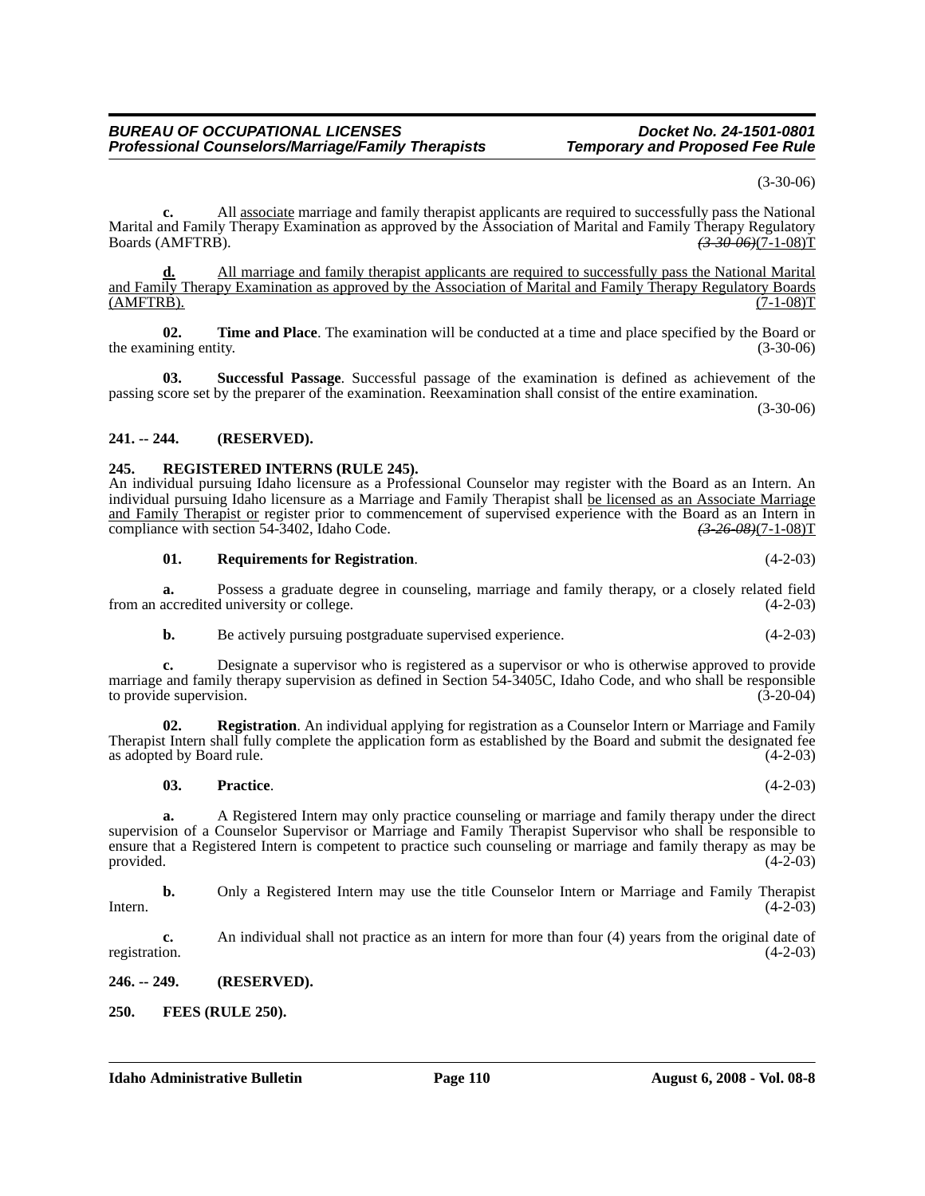(3-30-06)

**c.** All <u>associate</u> marriage and family therapist applicants are required to successfully pass the National Marital and Family Therapy Examination as approved by the Association of Marital and Family Therapy Regulatory Boards (AMFTRB). ~~*(3-30-06)*~~(7-1-08)T

<u>**d.** All marriage and family therapist applicants are required to successfully pass the National Marital and Family Therapy Examination as approved by the Association of Marital and Family Therapy Regulatory Boards (AMFTRB). (7-1-08)T</u>

**02. Time and Place**. The examination will be conducted at a time and place specified by the Board or the examining entity. (3-30-06)

**03. Successful Passage**. Successful passage of the examination is defined as achievement of the passing score set by the preparer of the examination. Reexamination shall consist of the entire examination. (3-30-06)

**241. -- 244. (RESERVED).**

**245. REGISTERED INTERNS (RULE 245).**

An individual pursuing Idaho licensure as a Professional Counselor may register with the Board as an Intern. An individual pursuing Idaho licensure as a Marriage and Family Therapist shall <u>be licensed as an Associate Marriage and Family Therapist or</u> register prior to commencement of supervised experience with the Board as an Intern in compliance with section 54-3402, Idaho Code. ~~*(3-26-08)*~~(7-1-08)T

**01. Requirements for Registration**. (4-2-03)

**a.** Possess a graduate degree in counseling, marriage and family therapy, or a closely related field from an accredited university or college. (4-2-03)

**b.** Be actively pursuing postgraduate supervised experience. (4-2-03)

**c.** Designate a supervisor who is registered as a supervisor or who is otherwise approved to provide marriage and family therapy supervision as defined in Section 54-3405C, Idaho Code, and who shall be responsible to provide supervision. (3-20-04)

**02. Registration**. An individual applying for registration as a Counselor Intern or Marriage and Family Therapist Intern shall fully complete the application form as established by the Board and submit the designated fee as adopted by Board rule. (4-2-03)

**03. Practice**. (4-2-03)

**a.** A Registered Intern may only practice counseling or marriage and family therapy under the direct supervision of a Counselor Supervisor or Marriage and Family Therapist Supervisor who shall be responsible to ensure that a Registered Intern is competent to practice such counseling or marriage and family therapy as may be provided. (4-2-03)

**b.** Only a Registered Intern may use the title Counselor Intern or Marriage and Family Therapist Intern. (4-2-03)

**c.** An individual shall not practice as an intern for more than four (4) years from the original date of registration. (4-2-03)

**246. -- 249. (RESERVED).**

**250. FEES (RULE 250).**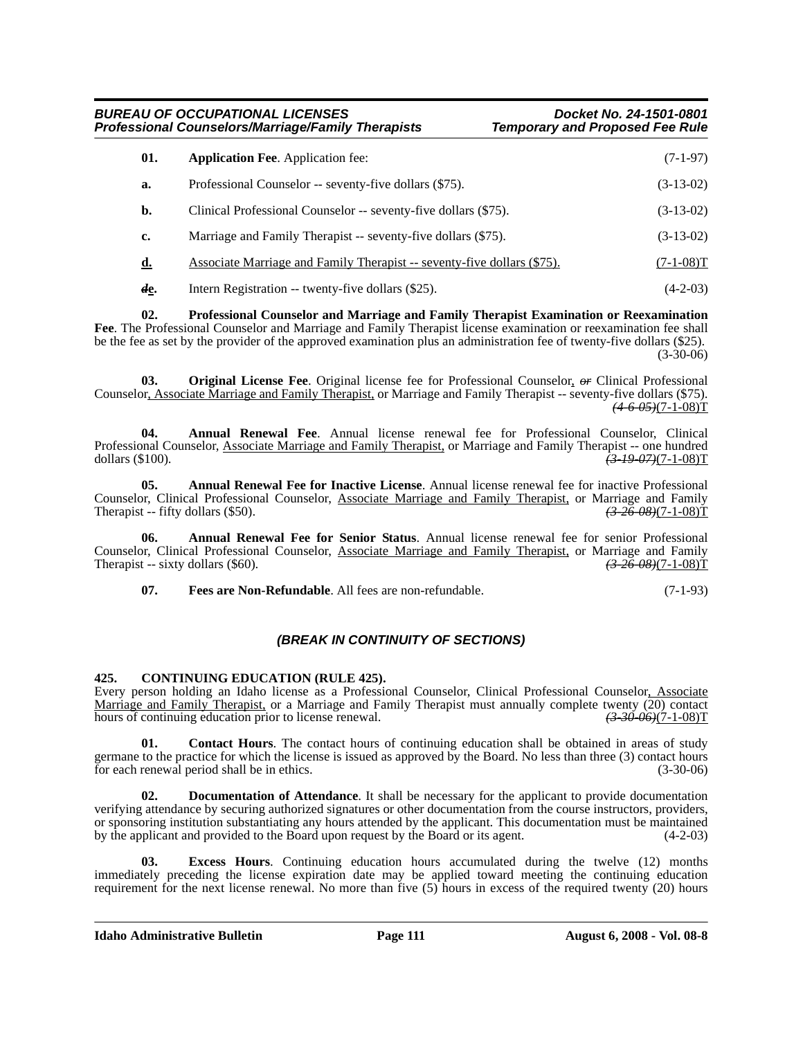**01.** **Application Fee**. Application fee: (7-1-97)

**a.** Professional Counselor -- seventy-five dollars ($75). (3-13-02)

**b.** Clinical Professional Counselor -- seventy-five dollars ($75). (3-13-02)

**c.** Marriage and Family Therapist -- seventy-five dollars ($75). (3-13-02)

<u>**d.**</u> <u>Associate Marriage and Family Therapist -- seventy-five dollars ($75).</u> <u>(7-1-08)T</u>

~~*d*~~<u>**e**</u>**.** Intern Registration -- twenty-five dollars ($25). (4-2-03)

**02.** **Professional Counselor and Marriage and Family Therapist Examination or Reexamination Fee**. The Professional Counselor and Marriage and Family Therapist license examination or reexamination fee shall be the fee as set by the provider of the approved examination plus an administration fee of twenty-five dollars ($25). (3-30-06)

**03.** **Original License Fee**. Original license fee for Professional Counselor<u>,</u> ~~*or*~~ Clinical Professional Counselor<u>, Associate Marriage and Family Therapist,</u> or Marriage and Family Therapist -- seventy-five dollars ($75). ~~*(4-6-05)*~~<u>(7-1-08)T</u>

**04.** **Annual Renewal Fee**. Annual license renewal fee for Professional Counselor, Clinical Professional Counselor, <u>Associate Marriage and Family Therapist,</u> or Marriage and Family Therapist -- one hundred dollars ($100). ~~*(3-19-07)*~~<u>(7-1-08)T</u>

**05.** **Annual Renewal Fee for Inactive License**. Annual license renewal fee for inactive Professional Counselor, Clinical Professional Counselor, <u>Associate Marriage and Family Therapist,</u> or Marriage and Family Therapist -- fifty dollars ($50). ~~*(3-26-08)*~~<u>(7-1-08)T</u>

**06.** **Annual Renewal Fee for Senior Status**. Annual license renewal fee for senior Professional Counselor, Clinical Professional Counselor, <u>Associate Marriage and Family Therapist,</u> or Marriage and Family Therapist -- sixty dollars ($60). ~~*(3-26-08)*~~<u>(7-1-08)T</u>

**07.** **Fees are Non-Refundable**. All fees are non-refundable. (7-1-93)

***(BREAK IN CONTINUITY OF SECTIONS)***

**425. CONTINUING EDUCATION (RULE 425).**

Every person holding an Idaho license as a Professional Counselor, Clinical Professional Counselor<u>, Associate Marriage and Family Therapist,</u> or a Marriage and Family Therapist must annually complete twenty (20) contact hours of continuing education prior to license renewal. ~~*(3-30-06)*~~<u>(7-1-08)T</u>

**01.** **Contact Hours**. The contact hours of continuing education shall be obtained in areas of study germane to the practice for which the license is issued as approved by the Board. No less than three (3) contact hours for each renewal period shall be in ethics. (3-30-06)

**02.** **Documentation of Attendance**. It shall be necessary for the applicant to provide documentation verifying attendance by securing authorized signatures or other documentation from the course instructors, providers, or sponsoring institution substantiating any hours attended by the applicant. This documentation must be maintained by the applicant and provided to the Board upon request by the Board or its agent. (4-2-03)

**03.** **Excess Hours**. Continuing education hours accumulated during the twelve (12) months immediately preceding the license expiration date may be applied toward meeting the continuing education requirement for the next license renewal. No more than five (5) hours in excess of the required twenty (20) hours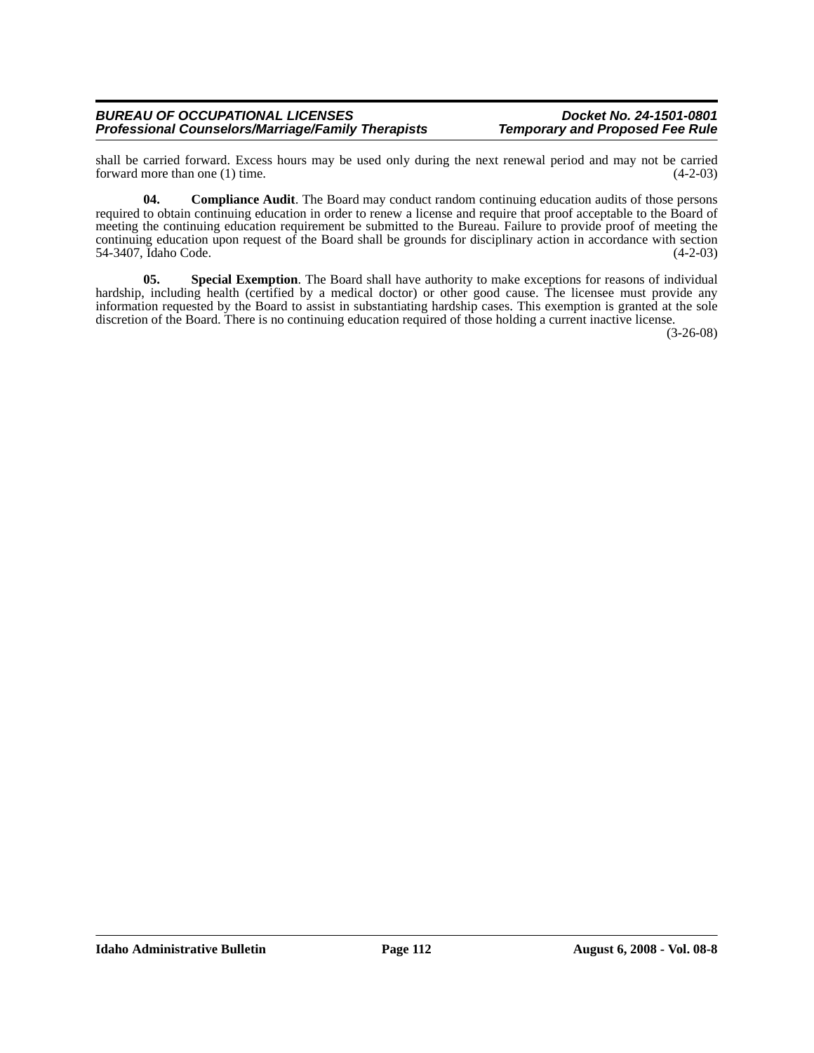shall be carried forward. Excess hours may be used only during the next renewal period and may not be carried forward more than one (1) time. (4-2-03)

**04. Compliance Audit**. The Board may conduct random continuing education audits of those persons required to obtain continuing education in order to renew a license and require that proof acceptable to the Board of meeting the continuing education requirement be submitted to the Bureau. Failure to provide proof of meeting the continuing education upon request of the Board shall be grounds for disciplinary action in accordance with section 54-3407, Idaho Code. (4-2-03)

**05. Special Exemption**. The Board shall have authority to make exceptions for reasons of individual hardship, including health (certified by a medical doctor) or other good cause. The licensee must provide any information requested by the Board to assist in substantiating hardship cases. This exemption is granted at the sole discretion of the Board. There is no continuing education required of those holding a current inactive license. (3-26-08)